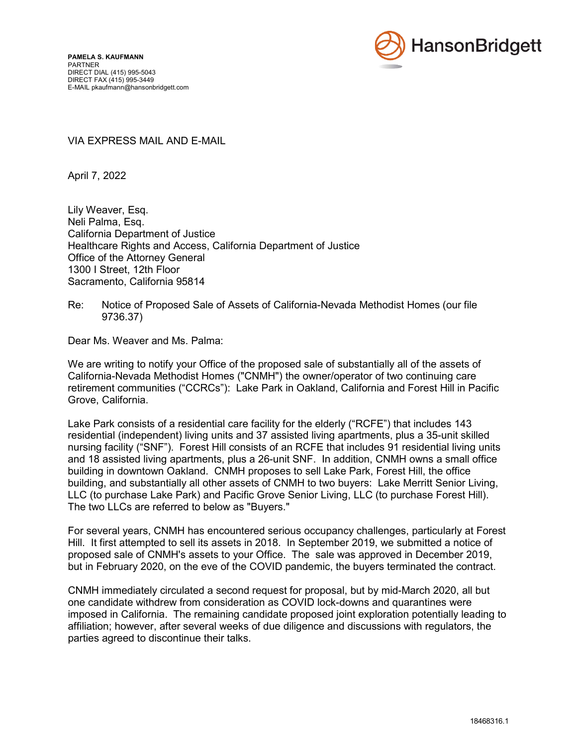**PAMELA S. KAUFMANN**
PARTNER
DIRECT DIAL (415) 995-5043
DIRECT FAX (415) 995-3449
E-MAIL pkaufmann@hansonbridgett.com

HansonBridgett

VIA EXPRESS MAIL AND E-MAIL

April 7, 2022

Lily Weaver, Esq.
Neli Palma, Esq.
California Department of Justice
Healthcare Rights and Access, California Department of Justice
Office of the Attorney General
1300 I Street, 12th Floor
Sacramento, California 95814

Re: Notice of Proposed Sale of Assets of California-Nevada Methodist Homes (our file 9736.37)

Dear Ms. Weaver and Ms. Palma:

We are writing to notify your Office of the proposed sale of substantially all of the assets of California-Nevada Methodist Homes ("CNMH") the owner/operator of two continuing care retirement communities ("CCRCs"): Lake Park in Oakland, California and Forest Hill in Pacific Grove, California.

Lake Park consists of a residential care facility for the elderly ("RCFE") that includes 143 residential (independent) living units and 37 assisted living apartments, plus a 35-unit skilled nursing facility ("SNF"). Forest Hill consists of an RCFE that includes 91 residential living units and 18 assisted living apartments, plus a 26-unit SNF. In addition, CNMH owns a small office building in downtown Oakland. CNMH proposes to sell Lake Park, Forest Hill, the office building, and substantially all other assets of CNMH to two buyers: Lake Merritt Senior Living, LLC (to purchase Lake Park) and Pacific Grove Senior Living, LLC (to purchase Forest Hill). The two LLCs are referred to below as "Buyers."

For several years, CNMH has encountered serious occupancy challenges, particularly at Forest Hill. It first attempted to sell its assets in 2018. In September 2019, we submitted a notice of proposed sale of CNMH's assets to your Office. The sale was approved in December 2019, but in February 2020, on the eve of the COVID pandemic, the buyers terminated the contract.

CNMH immediately circulated a second request for proposal, but by mid-March 2020, all but one candidate withdrew from consideration as COVID lock-downs and quarantines were imposed in California. The remaining candidate proposed joint exploration potentially leading to affiliation; however, after several weeks of due diligence and discussions with regulators, the parties agreed to discontinue their talks.

18468316.1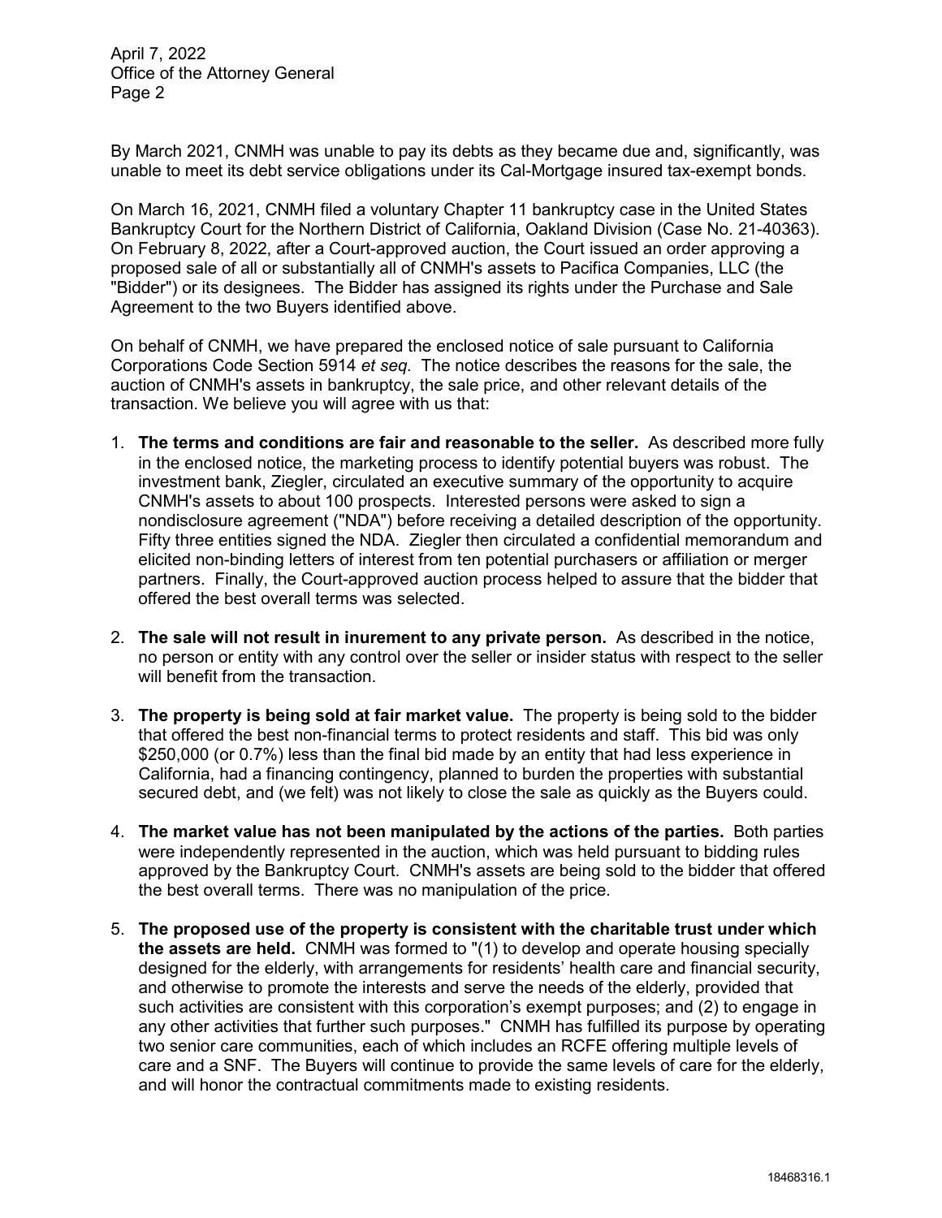By March 2021, CNMH was unable to pay its debts as they became due and, significantly, was unable to meet its debt service obligations under its Cal-Mortgage insured tax-exempt bonds.

On March 16, 2021, CNMH filed a voluntary Chapter 11 bankruptcy case in the United States Bankruptcy Court for the Northern District of California, Oakland Division (Case No. 21-40363). On February 8, 2022, after a Court-approved auction, the Court issued an order approving a proposed sale of all or substantially all of CNMH's assets to Pacifica Companies, LLC (the "Bidder") or its designees. The Bidder has assigned its rights under the Purchase and Sale Agreement to the two Buyers identified above.

On behalf of CNMH, we have prepared the enclosed notice of sale pursuant to California Corporations Code Section 5914 *et seq.* The notice describes the reasons for the sale, the auction of CNMH's assets in bankruptcy, the sale price, and other relevant details of the transaction. We believe you will agree with us that:

1. **The terms and conditions are fair and reasonable to the seller.** As described more fully in the enclosed notice, the marketing process to identify potential buyers was robust. The investment bank, Ziegler, circulated an executive summary of the opportunity to acquire CNMH's assets to about 100 prospects. Interested persons were asked to sign a nondisclosure agreement ("NDA") before receiving a detailed description of the opportunity. Fifty three entities signed the NDA. Ziegler then circulated a confidential memorandum and elicited non-binding letters of interest from ten potential purchasers or affiliation or merger partners. Finally, the Court-approved auction process helped to assure that the bidder that offered the best overall terms was selected.

2. **The sale will not result in inurement to any private person.** As described in the notice, no person or entity with any control over the seller or insider status with respect to the seller will benefit from the transaction.

3. **The property is being sold at fair market value.** The property is being sold to the bidder that offered the best non-financial terms to protect residents and staff. This bid was only $250,000 (or 0.7%) less than the final bid made by an entity that had less experience in California, had a financing contingency, planned to burden the properties with substantial secured debt, and (we felt) was not likely to close the sale as quickly as the Buyers could.

4. **The market value has not been manipulated by the actions of the parties.** Both parties were independently represented in the auction, which was held pursuant to bidding rules approved by the Bankruptcy Court. CNMH's assets are being sold to the bidder that offered the best overall terms. There was no manipulation of the price.

5. **The proposed use of the property is consistent with the charitable trust under which the assets are held.** CNMH was formed to "(1) to develop and operate housing specially designed for the elderly, with arrangements for residents' health care and financial security, and otherwise to promote the interests and serve the needs of the elderly, provided that such activities are consistent with this corporation's exempt purposes; and (2) to engage in any other activities that further such purposes." CNMH has fulfilled its purpose by operating two senior care communities, each of which includes an RCFE offering multiple levels of care and a SNF. The Buyers will continue to provide the same levels of care for the elderly, and will honor the contractual commitments made to existing residents.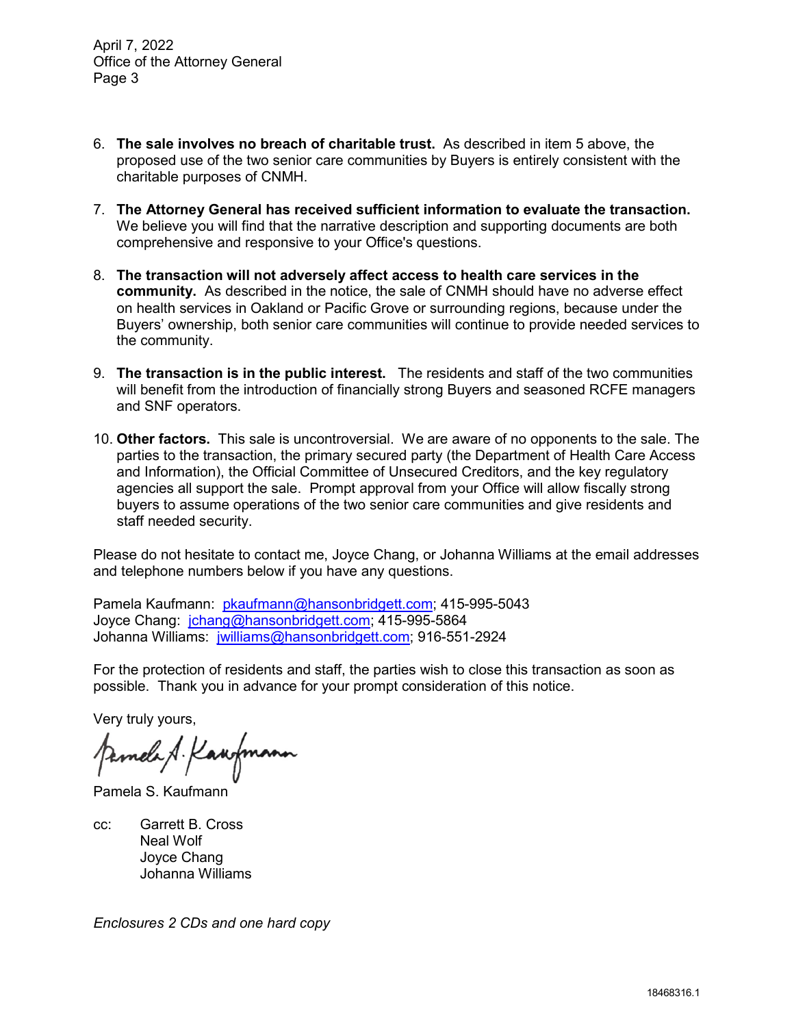6. **The sale involves no breach of charitable trust.** As described in item 5 above, the proposed use of the two senior care communities by Buyers is entirely consistent with the charitable purposes of CNMH.

7. **The Attorney General has received sufficient information to evaluate the transaction.** We believe you will find that the narrative description and supporting documents are both comprehensive and responsive to your Office's questions.

8. **The transaction will not adversely affect access to health care services in the community.** As described in the notice, the sale of CNMH should have no adverse effect on health services in Oakland or Pacific Grove or surrounding regions, because under the Buyers' ownership, both senior care communities will continue to provide needed services to the community.

9. **The transaction is in the public interest.** The residents and staff of the two communities will benefit from the introduction of financially strong Buyers and seasoned RCFE managers and SNF operators.

10. **Other factors.** This sale is uncontroversial. We are aware of no opponents to the sale. The parties to the transaction, the primary secured party (the Department of Health Care Access and Information), the Official Committee of Unsecured Creditors, and the key regulatory agencies all support the sale. Prompt approval from your Office will allow fiscally strong buyers to assume operations of the two senior care communities and give residents and staff needed security.

Please do not hesitate to contact me, Joyce Chang, or Johanna Williams at the email addresses and telephone numbers below if you have any questions.

Pamela Kaufmann: pkaufmann@hansonbridgett.com; 415-995-5043
Joyce Chang: jchang@hansonbridgett.com; 415-995-5864
Johanna Williams: jwilliams@hansonbridgett.com; 916-551-2924

For the protection of residents and staff, the parties wish to close this transaction as soon as possible. Thank you in advance for your prompt consideration of this notice.

Very truly yours,

Pamela A. Kaufmann

Pamela S. Kaufmann

cc: Garrett B. Cross
Neal Wolf
Joyce Chang
Johanna Williams

*Enclosures 2 CDs and one hard copy*

18468316.1